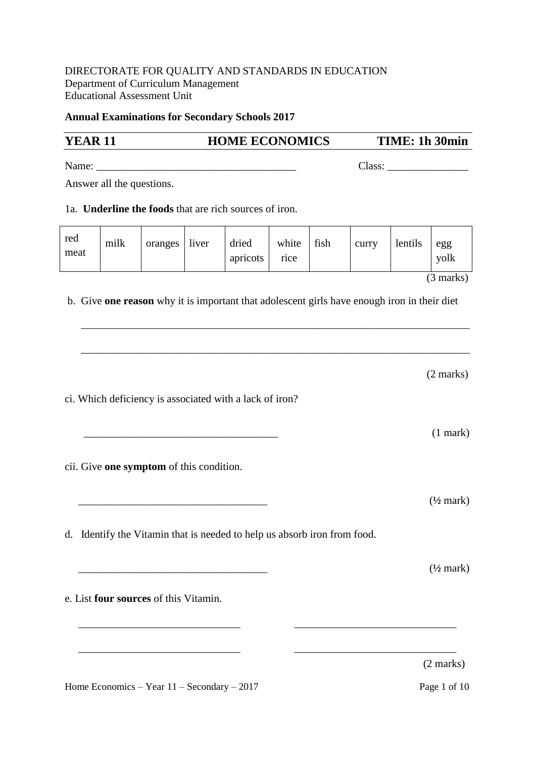DIRECTORATE FOR QUALITY AND STANDARDS IN EDUCATION
Department of Curriculum Management
Educational Assessment Unit

**Annual Examinations for Secondary Schools 2017**

## YEAR 11 HOME ECONOMICS TIME: 1h 30min

Name: _____________________________________ Class: _______________

Answer all the questions.

1a. **Underline the foods** that are rich sources of iron.

| red meat | milk | oranges | liver | dried apricots | white rice | fish | curry | lentils | egg yolk |
|---|---|---|---|---|---|---|---|---|---|

(3 marks)

b. Give **one reason** why it is important that adolescent girls have enough iron in their diet

_______________________________________________________________________

_______________________________________________________________________

(2 marks)

ci. Which deficiency is associated with a lack of iron?

____________________________________ (1 mark)

cii. Give **one symptom** of this condition.

____________________________________ (½ mark)

d. Identify the Vitamin that is needed to help us absorb iron from food.

____________________________________ (½ mark)

e. List **four sources** of this Vitamin.

______________________________ ______________________________

______________________________ ______________________________

(2 marks)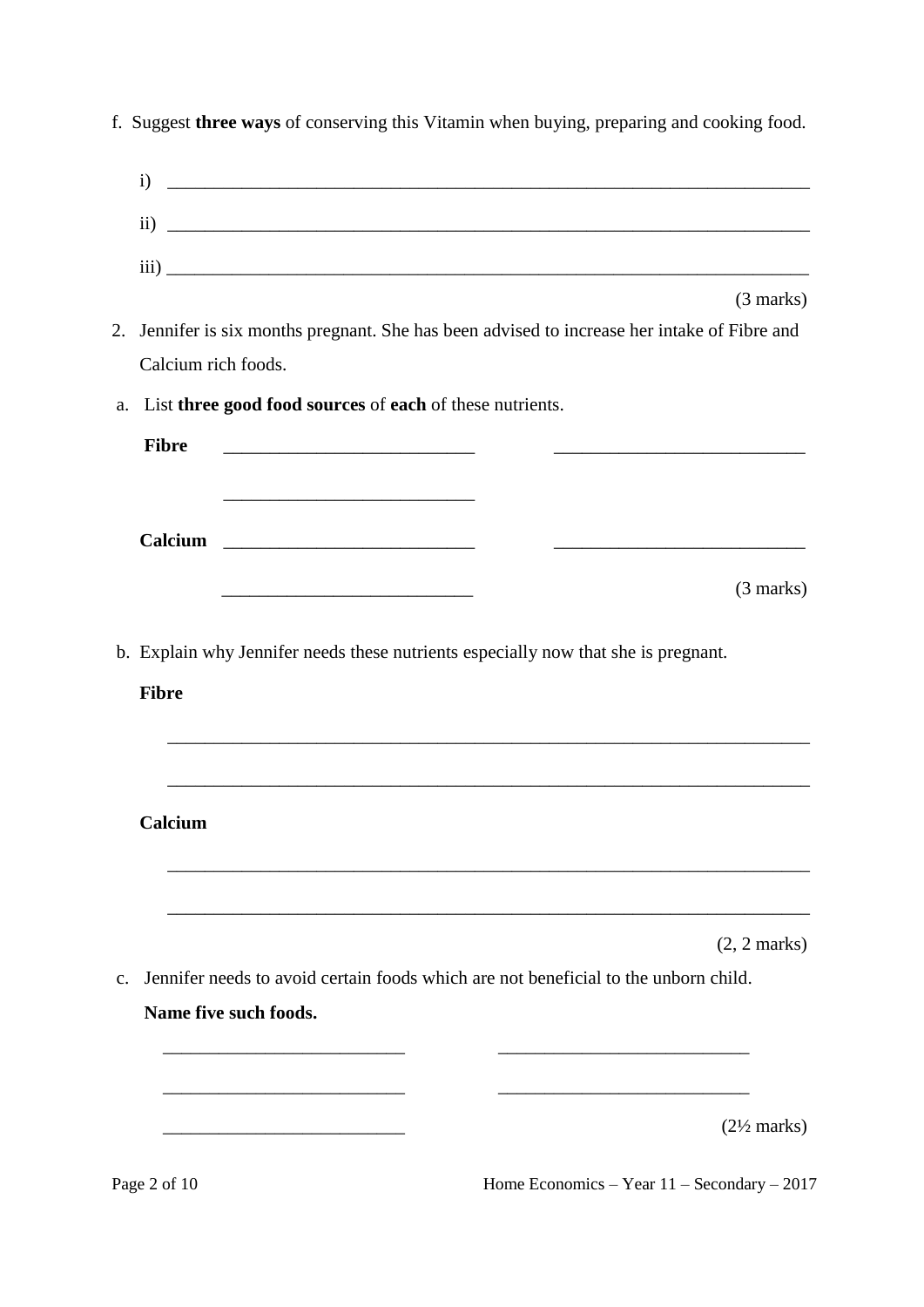f. Suggest **three ways** of conserving this Vitamin when buying, preparing and cooking food.

i) ___________________________________________________________________________

ii) ___________________________________________________________________________

iii) ___________________________________________________________________________

(3 marks)

2. Jennifer is six months pregnant. She has been advised to increase her intake of Fibre and Calcium rich foods.

a. List **three good food sources** of **each** of these nutrients.

**Fibre** ___________________________ ___________________________

___________________________

**Calcium** ___________________________ ___________________________

___________________________ (3 marks)

b. Explain why Jennifer needs these nutrients especially now that she is pregnant.

**Fibre**

___________________________________________________________________________

___________________________________________________________________________

**Calcium**

___________________________________________________________________________

___________________________________________________________________________

(2, 2 marks)

c. Jennifer needs to avoid certain foods which are not beneficial to the unborn child.

**Name five such foods.**

___________________________ ___________________________

___________________________ ___________________________

___________________________ (2½ marks)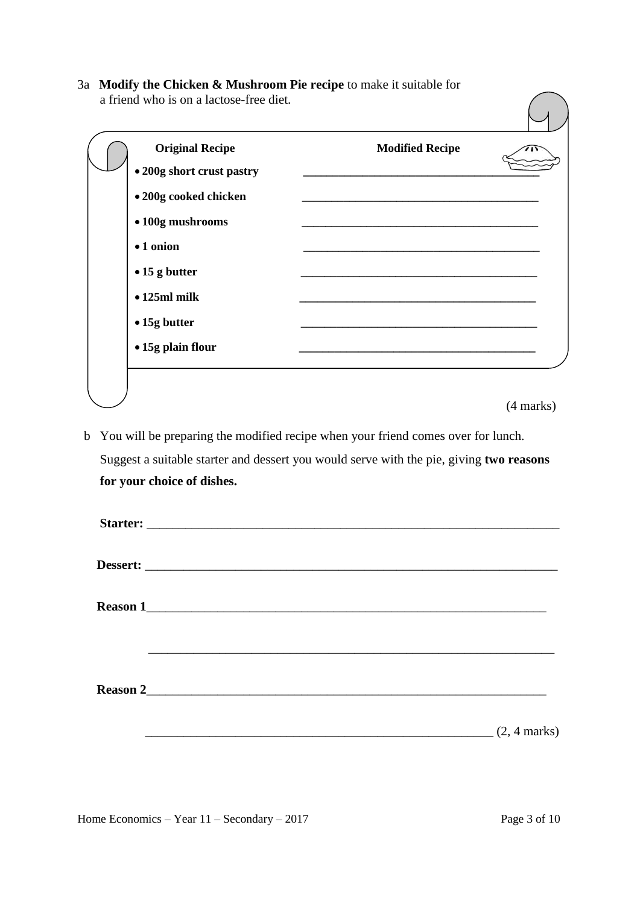3a **Modify the Chicken & Mushroom Pie recipe** to make it suitable for a friend who is on a lactose-free diet.

| **Original Recipe** | **Modified Recipe** |
|---|---|
| • **200g short crust pastry** | ______________________________ |
| • **200g cooked chicken** | ______________________________ |
| • **100g mushrooms** | ______________________________ |
| • **1 onion** | ______________________________ |
| • **15 g butter** | ______________________________ |
| • **125ml milk** | ______________________________ |
| • **15g butter** | ______________________________ |
| • **15g plain flour** | ______________________________ |

(4 marks)

b You will be preparing the modified recipe when your friend comes over for lunch. Suggest a suitable starter and dessert you would serve with the pie, giving **two reasons for your choice of dishes.**

**Starter:** ____________________________________________________________

**Dessert:** ____________________________________________________________

**Reason 1**____________________________________________________________

____________________________________________________________

**Reason 2**____________________________________________________________

____________________________________________________________ (2, 4 marks)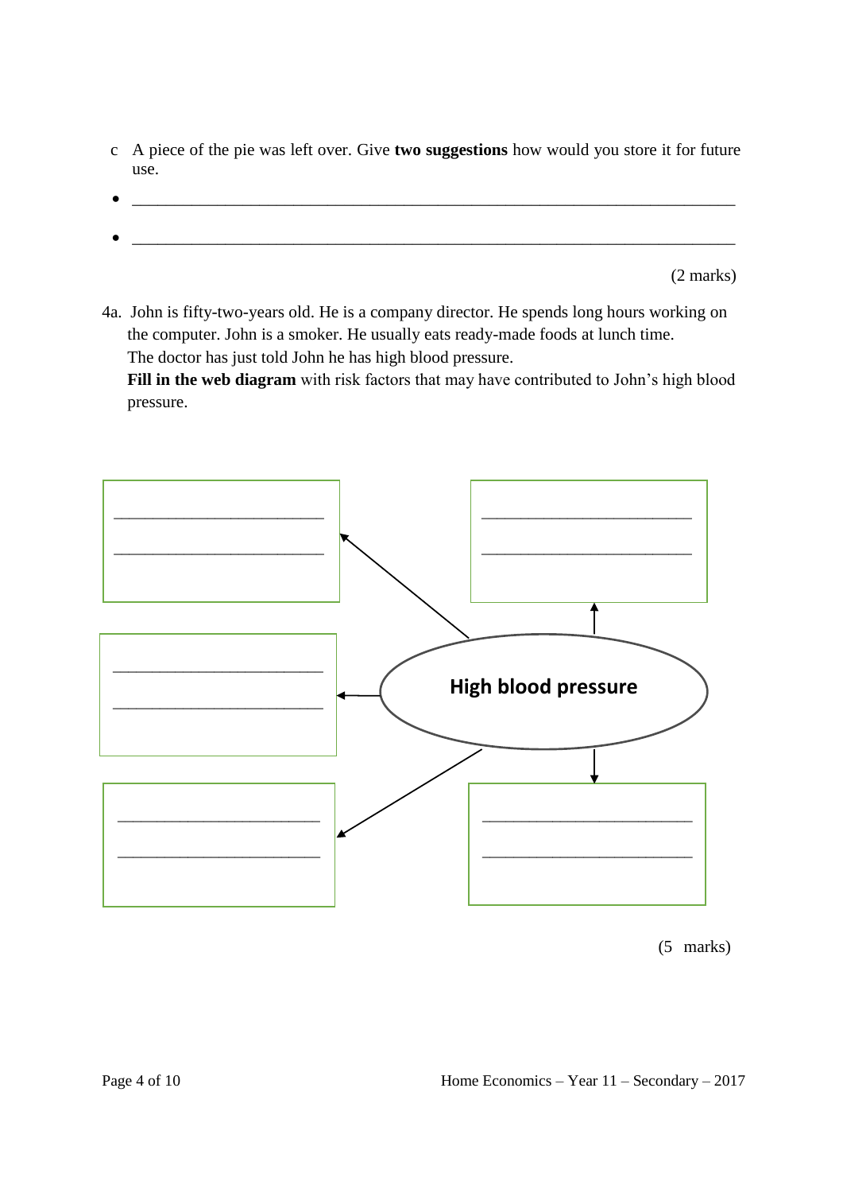c A piece of the pie was left over. Give **two suggestions** how would you store it for future use.

- \_\_\_\_\_\_\_\_\_\_\_\_\_\_\_\_\_\_\_\_\_\_\_\_\_\_\_\_\_\_\_\_\_\_\_\_\_\_\_\_\_\_\_\_\_\_\_\_\_\_\_\_\_\_\_\_\_\_\_\_\_\_\_\_
- \_\_\_\_\_\_\_\_\_\_\_\_\_\_\_\_\_\_\_\_\_\_\_\_\_\_\_\_\_\_\_\_\_\_\_\_\_\_\_\_\_\_\_\_\_\_\_\_\_\_\_\_\_\_\_\_\_\_\_\_\_\_\_\_

(2 marks)

4a. John is fifty-two-years old. He is a company director. He spends long hours working on the computer. John is a smoker. He usually eats ready-made foods at lunch time. The doctor has just told John he has high blood pressure.
**Fill in the web diagram** with risk factors that may have contributed to John's high blood pressure.

**High blood pressure**

\_\_\_\_\_\_\_\_\_\_\_\_\_\_\_\_\_\_\_\_\_\_\_\_\_\_
\_\_\_\_\_\_\_\_\_\_\_\_\_\_\_\_\_\_\_\_\_\_\_\_\_\_

\_\_\_\_\_\_\_\_\_\_\_\_\_\_\_\_\_\_\_\_\_\_\_\_\_\_
\_\_\_\_\_\_\_\_\_\_\_\_\_\_\_\_\_\_\_\_\_\_\_\_\_\_

\_\_\_\_\_\_\_\_\_\_\_\_\_\_\_\_\_\_\_\_\_\_\_\_\_\_
\_\_\_\_\_\_\_\_\_\_\_\_\_\_\_\_\_\_\_\_\_\_\_\_\_\_

\_\_\_\_\_\_\_\_\_\_\_\_\_\_\_\_\_\_\_\_\_\_\_\_\_\_
\_\_\_\_\_\_\_\_\_\_\_\_\_\_\_\_\_\_\_\_\_\_\_\_\_\_

\_\_\_\_\_\_\_\_\_\_\_\_\_\_\_\_\_\_\_\_\_\_\_\_\_\_
\_\_\_\_\_\_\_\_\_\_\_\_\_\_\_\_\_\_\_\_\_\_\_\_\_\_

(5 marks)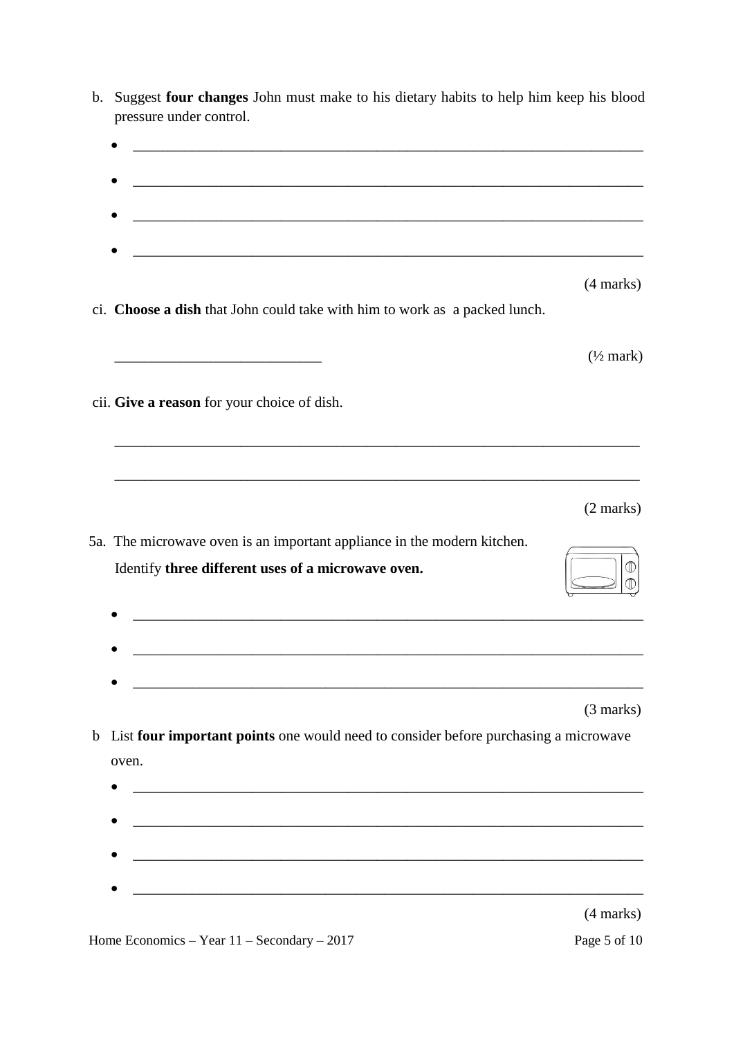b. Suggest **four changes** John must make to his dietary habits to help him keep his blood pressure under control.

- ______________________________________________________________________
- ______________________________________________________________________
- ______________________________________________________________________
- ______________________________________________________________________

(4 marks)

ci. **Choose a dish** that John could take with him to work as a packed lunch.

____________________________ (½ mark)

cii. **Give a reason** for your choice of dish.

______________________________________________________________________

______________________________________________________________________

(2 marks)

5a. The microwave oven is an important appliance in the modern kitchen.

Identify **three different uses of a microwave oven.**

- ______________________________________________________________________
- ______________________________________________________________________
- ______________________________________________________________________

(3 marks)

b List **four important points** one would need to consider before purchasing a microwave oven.

- ______________________________________________________________________
- ______________________________________________________________________
- ______________________________________________________________________
- ______________________________________________________________________

(4 marks)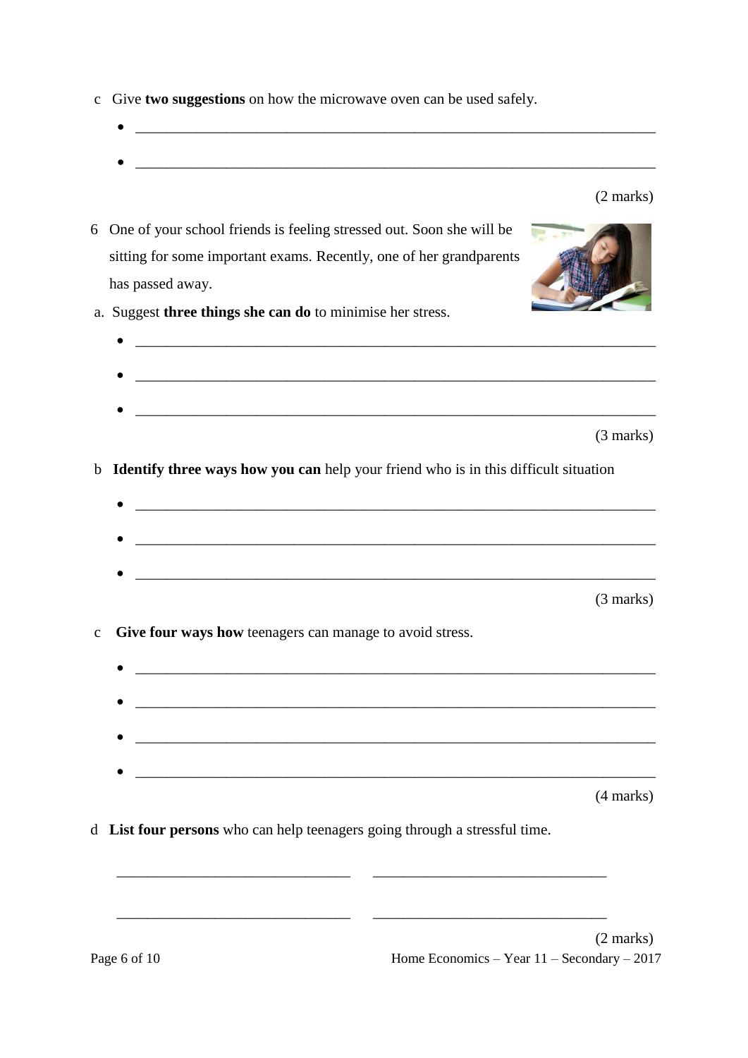c Give **two suggestions** on how the microwave oven can be used safely.

- ______________________________________________________________________
- ______________________________________________________________________

(2 marks)

6 One of your school friends is feeling stressed out. Soon she will be sitting for some important exams. Recently, one of her grandparents has passed away.

a. Suggest **three things she can do** to minimise her stress.

- ______________________________________________________________________
- ______________________________________________________________________
- ______________________________________________________________________

(3 marks)

b **Identify three ways how you can** help your friend who is in this difficult situation

- ______________________________________________________________________
- ______________________________________________________________________
- ______________________________________________________________________

(3 marks)

c **Give four ways how** teenagers can manage to avoid stress.

- ______________________________________________________________________
- ______________________________________________________________________
- ______________________________________________________________________
- ______________________________________________________________________

(4 marks)

d **List four persons** who can help teenagers going through a stressful time.

______________________________ ______________________________

______________________________ ______________________________

(2 marks)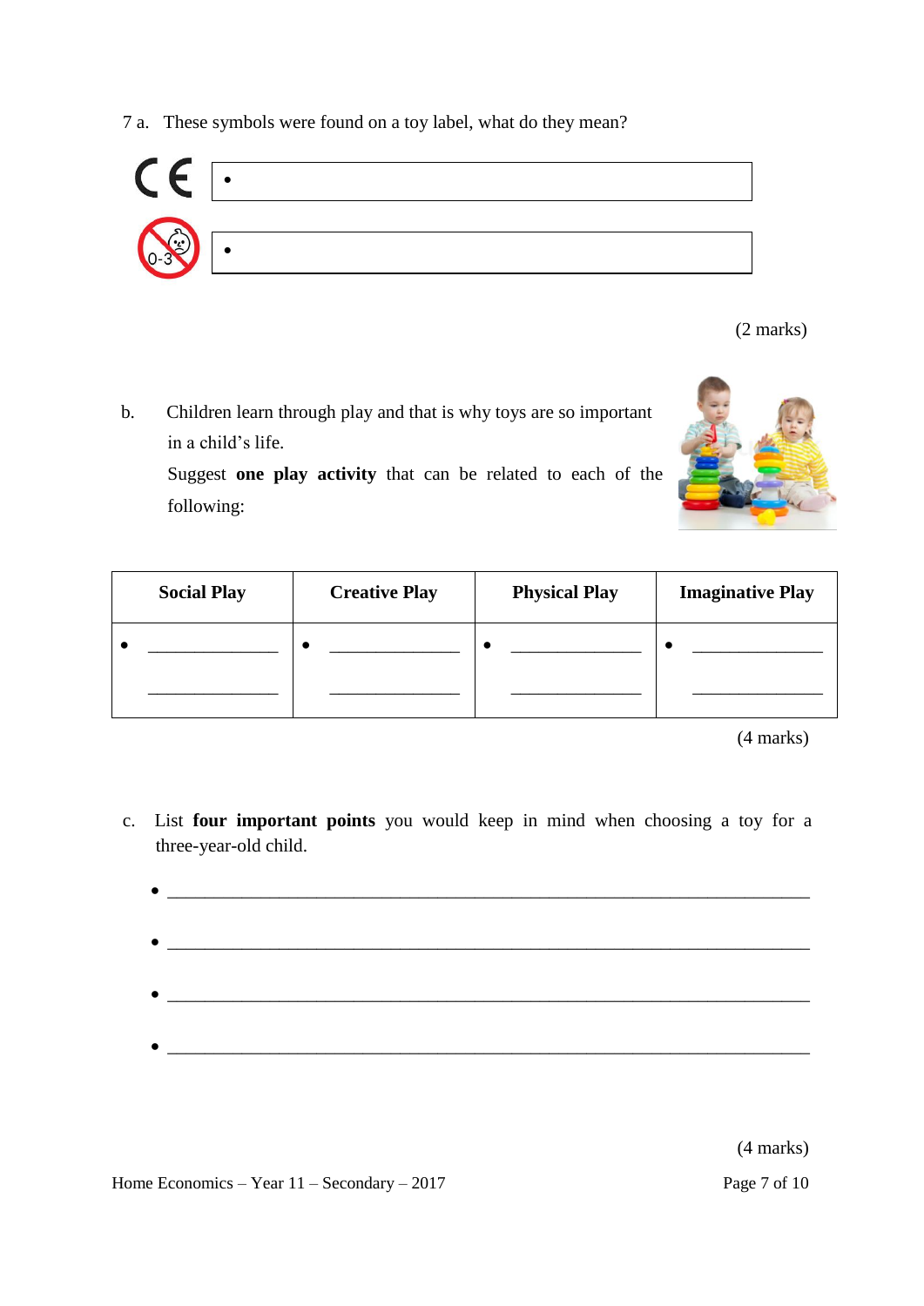7 a. These symbols were found on a toy label, what do they mean?

| Symbol | Meaning |
|---|---|
| CE | • |
| 0-3 | • |

(2 marks)

b. Children learn through play and that is why toys are so important in a child's life.
Suggest **one play activity** that can be related to each of the following:

| Social Play | Creative Play | Physical Play | Imaginative Play |
|---|---|---|---|
| • ______________ ______________ | • ______________ ______________ | • ______________ ______________ | • ______________ ______________ |

(4 marks)

c. List **four important points** you would keep in mind when choosing a toy for a three-year-old child.

- ______________________________________________________________________
- ______________________________________________________________________
- ______________________________________________________________________
- ______________________________________________________________________

(4 marks)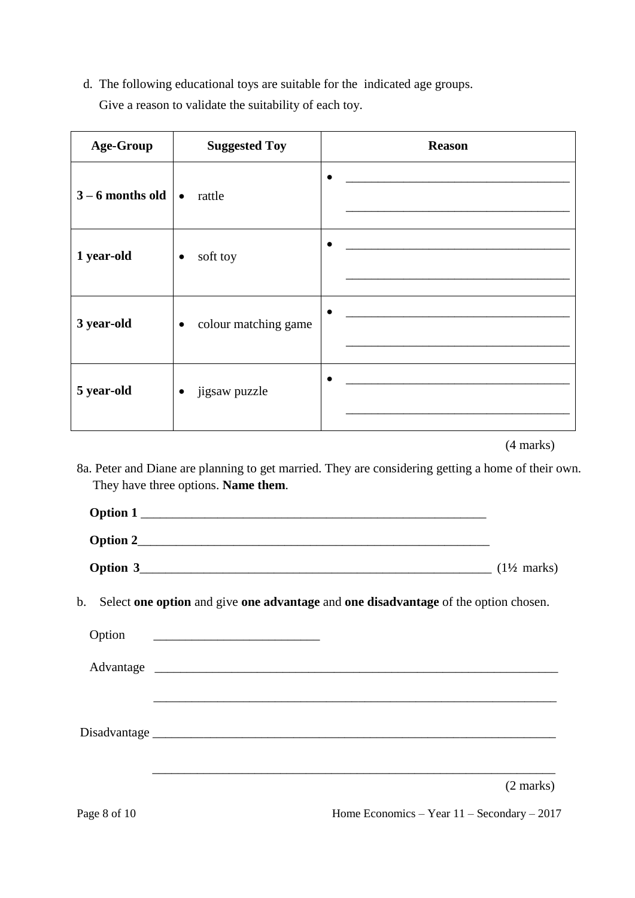d. The following educational toys are suitable for the indicated age groups.
   Give a reason to validate the suitability of each toy.

| Age-Group | Suggested Toy | Reason |
|---|---|---|
| **3 – 6 months old** | • rattle | • ___________________________________ ___________________________________ |
| **1 year-old** | • soft toy | • ___________________________________ ___________________________________ |
| **3 year-old** | • colour matching game | • ___________________________________ ___________________________________ |
| **5 year-old** | • jigsaw puzzle | • ___________________________________ ___________________________________ |

(4 marks)

8a. Peter and Diane are planning to get married. They are considering getting a home of their own. They have three options. **Name them**.

**Option 1** _______________________________________________________

**Option 2**_______________________________________________________

**Option 3**_______________________________________________________ (1½ marks)

b. Select **one option** and give **one advantage** and **one disadvantage** of the option chosen.

Option __________________________

Advantage _________________________________________________________________

_________________________________________________________________

Disadvantage _________________________________________________________________

_________________________________________________________________

(2 marks)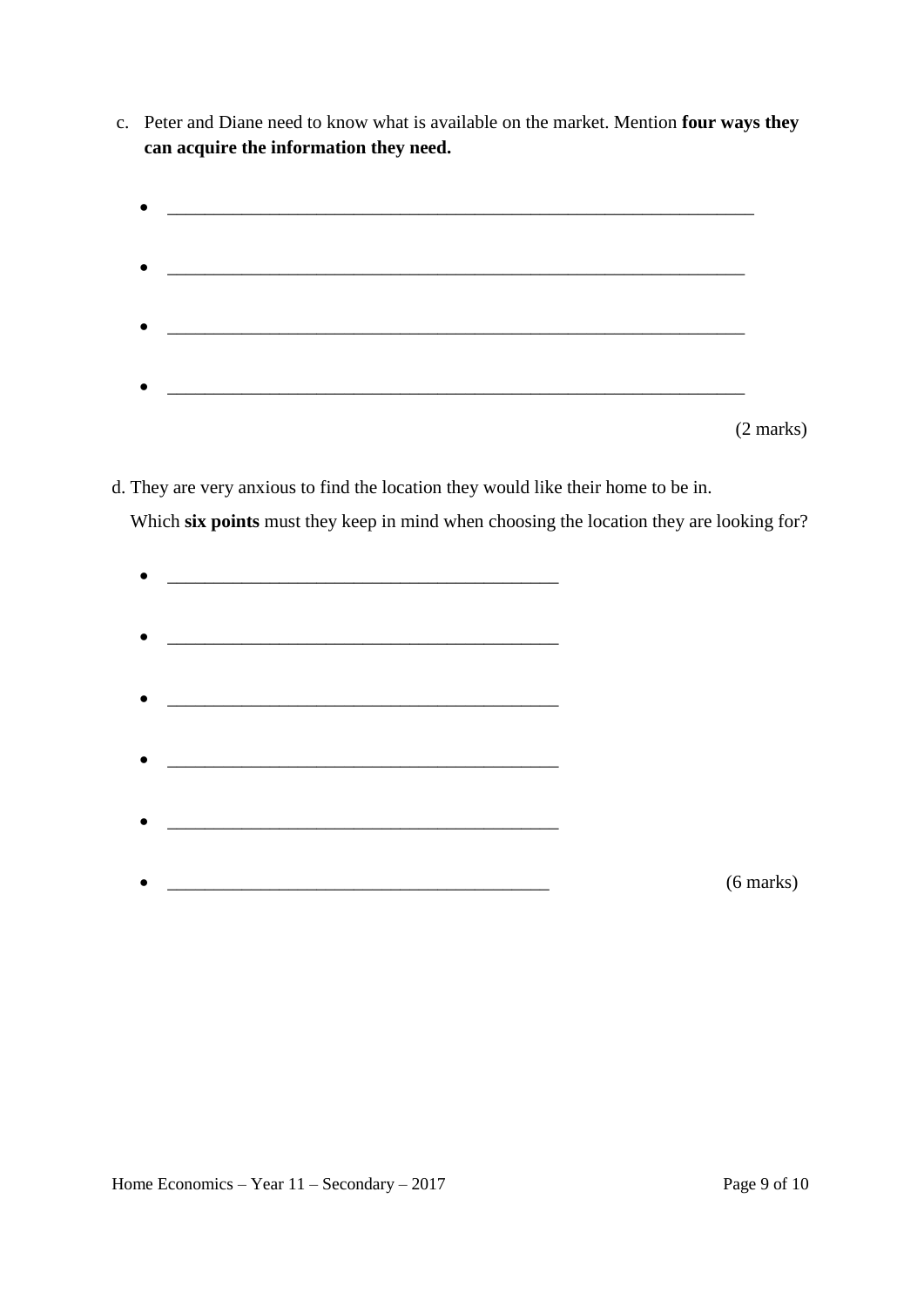c. Peter and Diane need to know what is available on the market. Mention **four ways they can acquire the information they need.**

- ________________________________________________________________
- ________________________________________________________________
- ________________________________________________________________
- ________________________________________________________________

(2 marks)

d. They are very anxious to find the location they would like their home to be in.

Which **six points** must they keep in mind when choosing the location they are looking for?

- ___________________________________________
- ___________________________________________
- ___________________________________________
- ___________________________________________
- ___________________________________________
- ___________________________________________ (6 marks)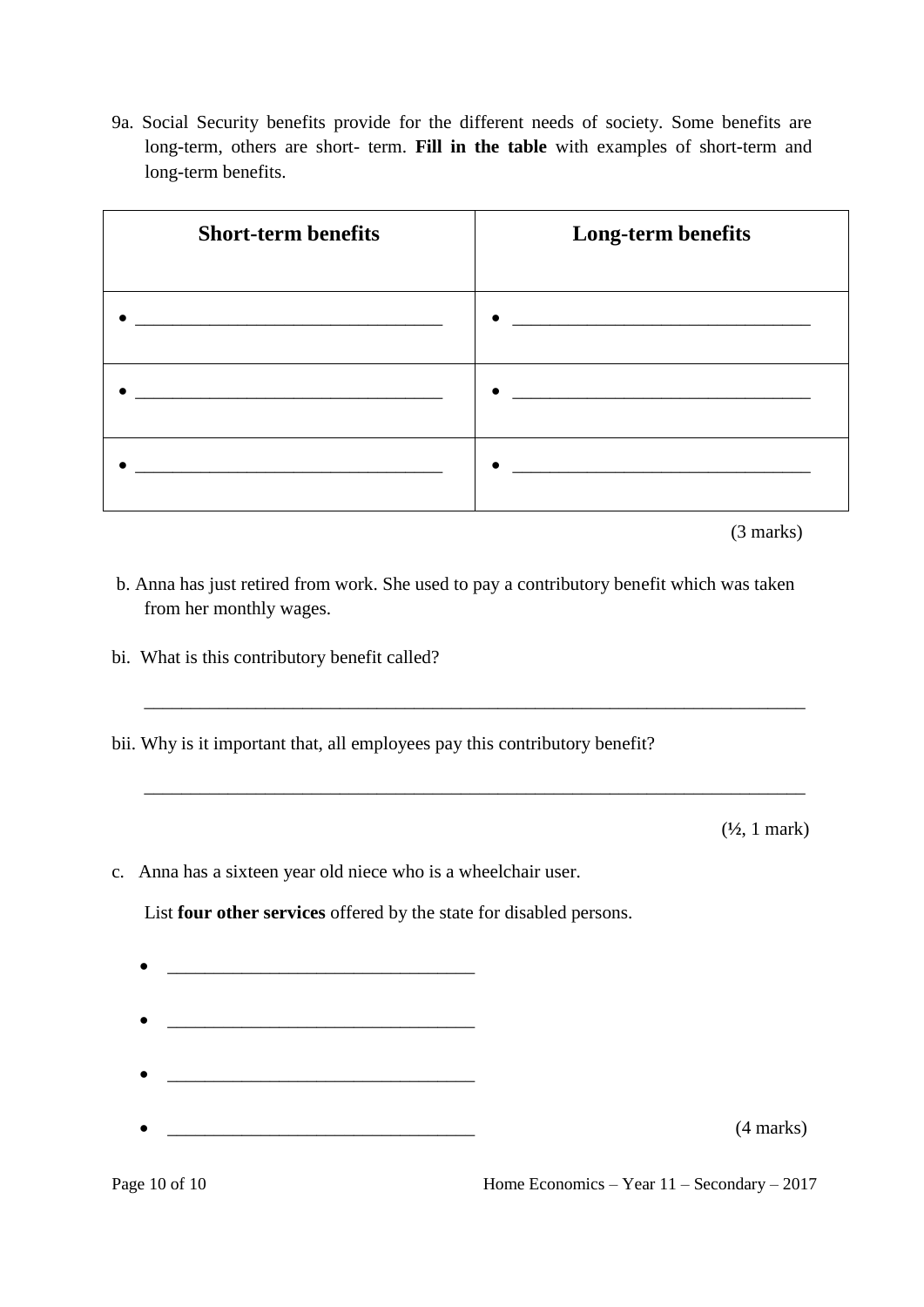9a. Social Security benefits provide for the different needs of society. Some benefits are long-term, others are short- term. **Fill in the table** with examples of short-term and long-term benefits.

| **Short-term benefits** | **Long-term benefits** |
| --- | --- |
| • ______________________________ | • ______________________________ |
| • ______________________________ | • ______________________________ |
| • ______________________________ | • ______________________________ |

(3 marks)

b. Anna has just retired from work. She used to pay a contributory benefit which was taken from her monthly wages.

bi. What is this contributory benefit called?

______________________________________________________________________

bii. Why is it important that, all employees pay this contributory benefit?

______________________________________________________________________

(½, 1 mark)

c. Anna has a sixteen year old niece who is a wheelchair user.

List **four other services** offered by the state for disabled persons.

- ______________________________
- ______________________________
- ______________________________
- ______________________________

(4 marks)